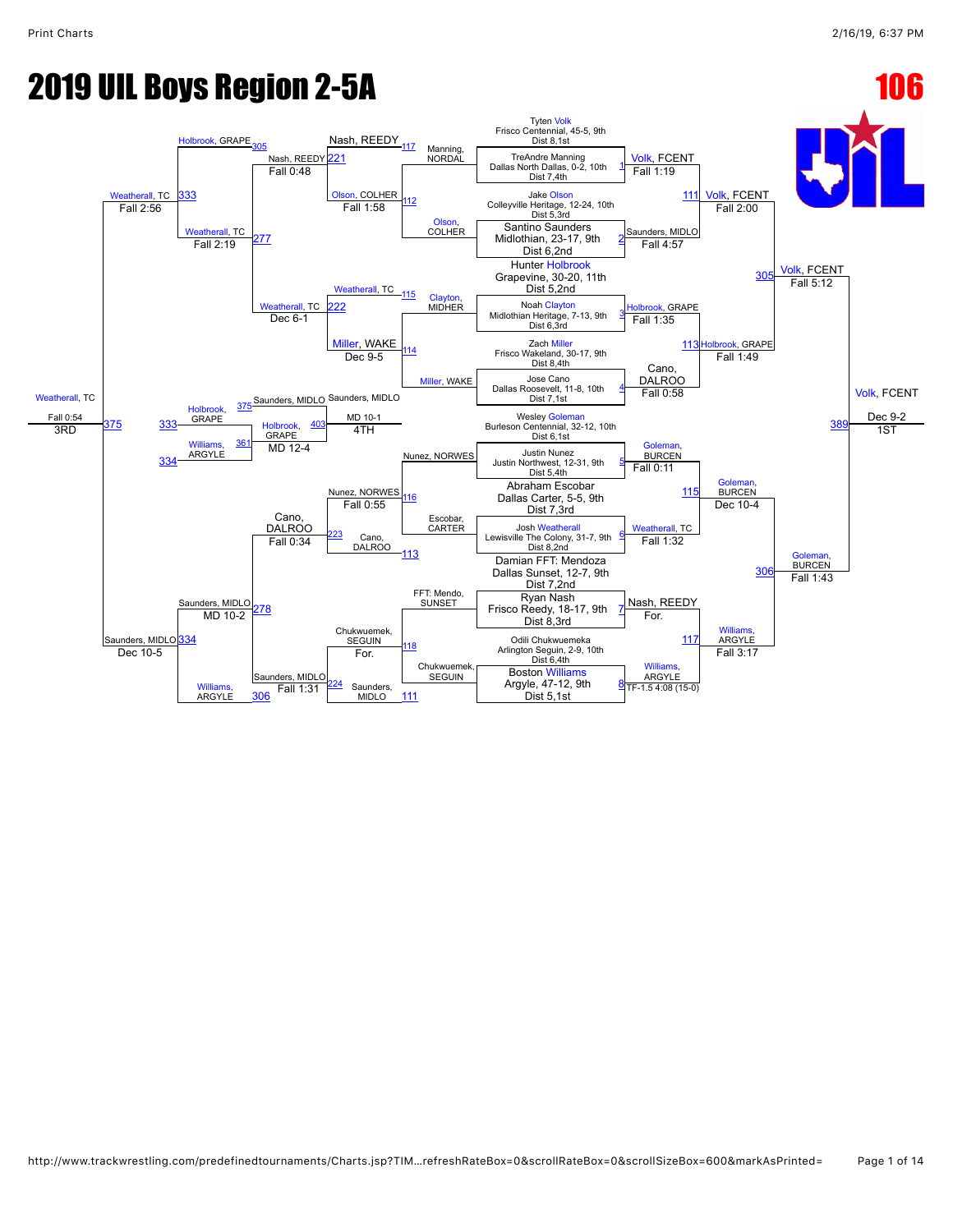# 2019 UIL Boys Region 2-5A

**106**

## Championship Bracket

### Round 1 (Seeds)

1. Tyten Volk, Frisco Centennial, 45-5, 9th, Dist 8,1st vs TreAndre Manning, Dallas North Dallas, 0-2, 10th, Dist 7,4th — Volk, FCENT, Fall 1:19 (Match 1)
2. Jake Olson, Colleyville Heritage, 12-24, 10th, Dist 5,3rd vs Santino Saunders, Midlothian, 23-17, 9th, Dist 6,2nd — Saunders, MIDLO, Fall 4:57 (Match 2)
3. Hunter Holbrook, Grapevine, 30-20, 11th, Dist 5,2nd vs Noah Clayton, Midlothian Heritage, 7-13, 9th, Dist 6,3rd — Holbrook, GRAPE, Fall 1:35 (Match 3)
4. Zach Miller, Frisco Wakeland, 30-17, 9th, Dist 8,4th vs Jose Cano, Dallas Roosevelt, 11-8, 10th, Dist 7,1st — Cano, DALROO, Fall 0:58 (Match 4)
5. Wesley Goleman, Burleson Centennial, 32-12, 10th, Dist 6,1st vs Justin Nunez, Justin Northwest, 12-31, 9th, Dist 5,4th — Goleman, BURCEN, Fall 0:11 (Match 5)
6. Abraham Escobar, Dallas Carter, 5-5, 9th, Dist 7,3rd vs Josh Weatherall, Lewisville The Colony, 31-7, 9th, Dist 8,2nd — Weatherall, TC, Fall 1:32 (Match 6)
7. Damian FFT: Mendoza, Dallas Sunset, 12-7, 9th, Dist 7,2nd vs Ryan Nash, Frisco Reedy, 18-17, 9th, Dist 8,3rd — Nash, REEDY, For. (Match 7)
8. Odili Chukwuemeka, Arlington Seguin, 2-9, 10th, Dist 6,4th vs Boston Williams, Argyle, 47-12, 9th, Dist 5,1st — Williams, ARGYLE, TF-1.5 4:08 (15-0) (Match 8)

### Quarterfinals

- Volk, FCENT vs Saunders, MIDLO — Volk, FCENT, Fall 2:00 (Match 111)
- Holbrook, GRAPE vs Cano, DALROO — Holbrook, GRAPE, Fall 1:49 (Match 113)
- Goleman, BURCEN vs Weatherall, TC — Goleman, BURCEN, Dec 10-4 (Match 115)
- Nash, REEDY vs Williams, ARGYLE — Williams, ARGYLE, Fall 3:17 (Match 117)

### Semifinals

- Volk, FCENT vs Holbrook, GRAPE — Volk, FCENT, Fall 5:12 (Match 305)
- Goleman, BURCEN vs Williams, ARGYLE — Goleman, BURCEN, Fall 1:43 (Match 306)

### Final

- Volk, FCENT vs Goleman, BURCEN — Volk, FCENT, Dec 9-2 — 1ST (Match 389)

## Consolation Bracket

### Consolation Round 1

- Manning, NORDAL vs Olson, COLHER — Olson, COLHER, Fall 1:58 (Match 112)
- Clayton, MIDHER vs Miller, WAKE — Miller, WAKE, Dec 9-5 (Match 114)
- Nunez, NORWES vs Escobar, CARTER — Nunez, NORWES, Fall 0:55 (Match 116)
- FFT: Mendo, SUNSET vs Chukwuemek, SEGUIN — Chukwuemek, SEGUIN, For. (Match 118)

### Consolation Round 2

- Nash, REEDY vs Olson, COLHER — Nash, REEDY (Match 221)
- Weatherall, TC vs Miller, WAKE — Weatherall, TC, Dec 6-1 (Match 222)
- Cano, DALROO vs Nunez, NORWES — Cano, DALROO, Fall 0:34 (Match 223)
- Saunders, MIDLO vs Chukwuemek, SEGUIN — Saunders, MIDLO, Fall 1:31 (Match 224)

### Consolation Quarterfinals

- Holbrook, GRAPE vs Nash, REEDY — Nash, REEDY, Fall 0:48 (Match 305)
- Weatherall, TC vs Weatherall, TC — Weatherall, TC, Fall 2:19 (Match 277)
- Saunders, MIDLO vs Cano, DALROO — Saunders, MIDLO, MD 10-2 (Match 278)
- Williams, ARGYLE vs Saunders, MIDLO — Saunders, MIDLO (Match 306)

### Consolation Semifinals

- Weatherall, TC vs Nash, REEDY — Weatherall, TC, Fall 2:56 (Match 333)
- Saunders, MIDLO vs Saunders, MIDLO — Saunders, MIDLO, Dec 10-5 (Match 334)

### 3rd Place

- Weatherall, TC vs Saunders, MIDLO — Weatherall, TC, Fall 0:54 — 3RD (Match 375)

### 4th Place Bracket

- Holbrook, GRAPE (Match 333) vs Williams, ARGYLE (Match 334) — Holbrook, GRAPE, MD 12-4 (Match 361)
- Saunders, MIDLO (Match 375) vs Holbrook, GRAPE (Match 361) — Saunders, MIDLO, MD 10-1 — 4TH (Match 403)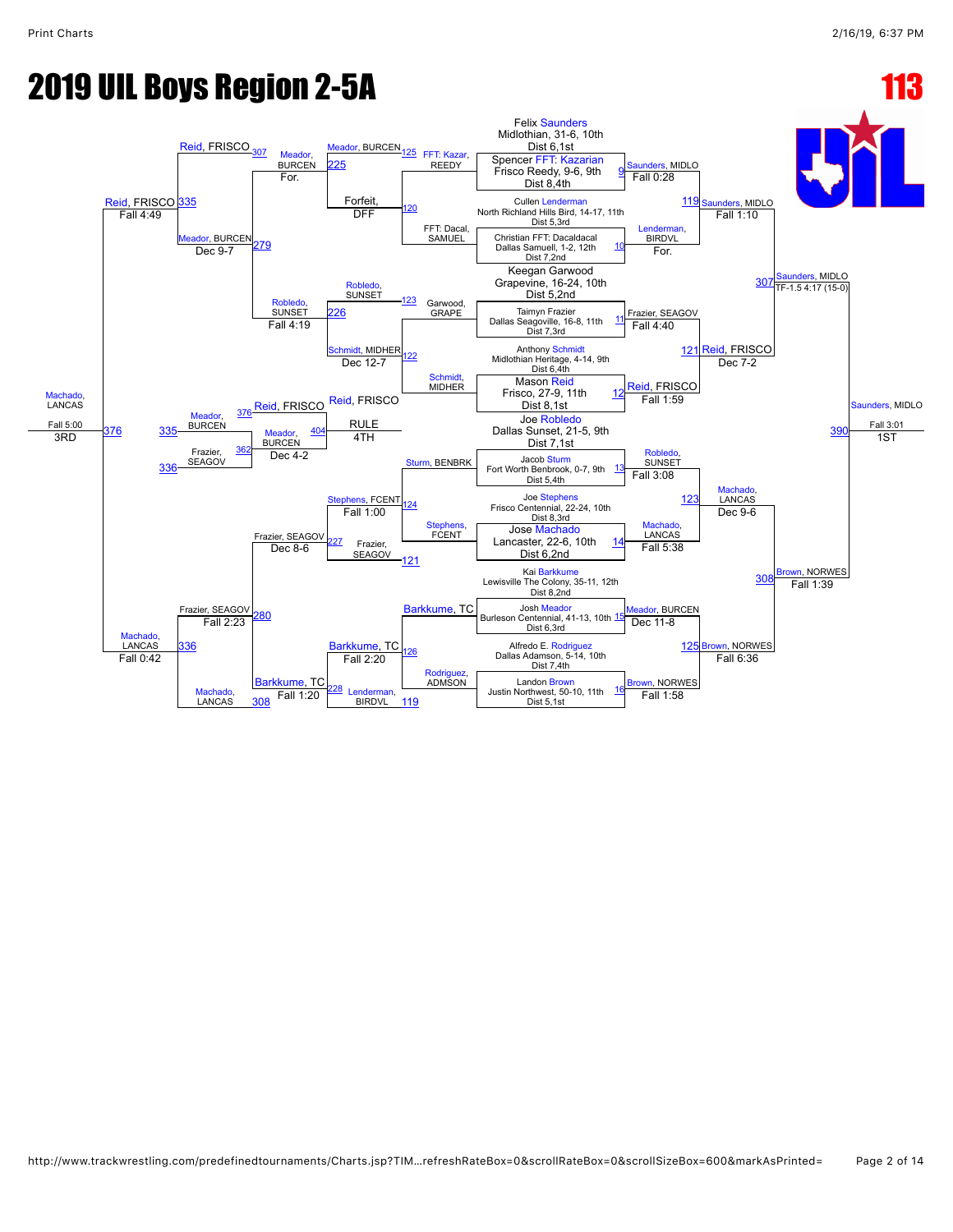# 2019 UIL Boys Region 2-5A

## 113

### Seeds / Entrants

1. Felix Saunders, Midlothian, 31-6, 10th, Dist 6,1st
2. Spencer FFT: Kazarian, Frisco Reedy, 9-6, 9th, Dist 8,4th
3. Cullen Lenderman, North Richland Hills Bird, 14-17, 11th, Dist 5,3rd
4. Christian FFT: Dacaldacal, Dallas Samuell, 1-2, 12th, Dist 7,2nd
5. Keegan Garwood, Grapevine, 16-24, 10th, Dist 5,2nd
6. Taimyn Frazier, Dallas Seagoville, 16-8, 11th, Dist 7,3rd
7. Anthony Schmidt, Midlothian Heritage, 4-14, 9th, Dist 6,4th
8. Mason Reid, Frisco, 27-9, 11th, Dist 8,1st
9. Joe Robledo, Dallas Sunset, 21-5, 9th, Dist 7,1st
10. Jacob Sturm, Fort Worth Benbrook, 0-7, 9th, Dist 5,4th
11. Joe Stephens, Frisco Centennial, 22-24, 10th, Dist 8,3rd
12. Jose Machado, Lancaster, 22-6, 10th, Dist 6,2nd
13. Kai Barkkume, Lewisville The Colony, 35-11, 12th, Dist 8,2nd
14. Josh Meador, Burleson Centennial, 41-13, 10th, Dist 6,3rd
15. Alfredo E. Rodriguez, Dallas Adamson, 5-14, 10th, Dist 7,4th
16. Landon Brown, Justin Northwest, 50-10, 11th, Dist 5,1st

### Championship Bracket

| Bout | Winner | Result |
|---|---|---|
| 9 | Saunders, MIDLO | Fall 0:28 (over FFT: Kazarian, REEDY) |
| 10 | Lenderman, BIRDVL | For. (over FFT: Dacal, SAMUEL) |
| 11 | Frazier, SEAGOV | Fall 4:40 (over Garwood, GRAPE) |
| 12 | Reid, FRISCO | Fall 1:59 (over Schmidt, MIDHER) |
| 13 | Robledo, SUNSET | Fall 3:08 (over Sturm, BENBRK) |
| 14 | Machado, LANCAS | Fall 5:38 (over Stephens, FCENT) |
| 15 | Meador, BURCEN | Dec 11-8 (over Barkkume, TC) |
| 16 | Brown, NORWES | Fall 1:58 (over Rodriguez, ADMSON) |
| 119 | Saunders, MIDLO | Fall 1:10 (over Lenderman, BIRDVL) |
| 121 | Reid, FRISCO | Dec 7-2 (over Frazier, SEAGOV) |
| 123 | Machado, LANCAS | Dec 9-6 (over Robledo, SUNSET) |
| 125 | Brown, NORWES | Fall 6:36 (over Meador, BURCEN) |
| 307 | Saunders, MIDLO | TF-1.5 4:17 (15-0) (over Reid, FRISCO) |
| 308 | Brown, NORWES | Fall 1:39 (over Machado, LANCAS) |
| 390 | Saunders, MIDLO | Fall 3:01 — 1ST (over Brown, NORWES) |

### Consolation Bracket

| Bout | Winner | Result |
|---|---|---|
| 120 | Forfeit, DFF | (FFT: Kazar, REEDY vs FFT: Dacal, SAMUEL) |
| 122 | Schmidt, MIDHER | Dec 12-7 (over Garwood, GRAPE) |
| 124 | Stephens, FCENT | Fall 1:00 (over Sturm, BENBRK) |
| 126 | Barkkume, TC | Fall 2:20 (over Rodriguez, ADMSON) |
| 225 | Meador, BURCEN | Forfeit (over DFF) |
| 226 | Robledo, SUNSET | (over Schmidt, MIDHER) |
| 227 | Frazier, SEAGOV | (over Stephens, FCENT) |
| 228 | Barkkume, TC | (over Lenderman, BIRDVL) |
| 279 | Meador, BURCEN | For. (over Reid, FRISCO) |
| 280 | Frazier, SEAGOV | Fall 4:19 (over Robledo, SUNSET) |
| 279 | Meador, BURCEN | Dec 9-7 |
| 280 | Frazier, SEAGOV | Dec 8-6 (over Barkkume, TC) |
| 335 | Reid, FRISCO | Dec 9-7 (over Meador, BURCEN) |
| 336 | Machado, LANCAS | Fall 2:23 (over Frazier, SEAGOV) |
| 308 (Barkkume, TC) | Barkkume, TC | Fall 1:20 |
| 376 | Machado, LANCAS | Fall 4:49 / Fall 0:42; Fall 5:00 — 3RD (over Reid, FRISCO) |

### Placement Matches

| Bout | Winner | Result |
|---|---|---|
| 376 / 362 | Reid, FRISCO | over Meador, BURCEN / Frazier, SEAGOV |
| 404 | Meador, BURCEN | Dec 4-2 |
| | Reid, FRISCO | RULE — 4TH |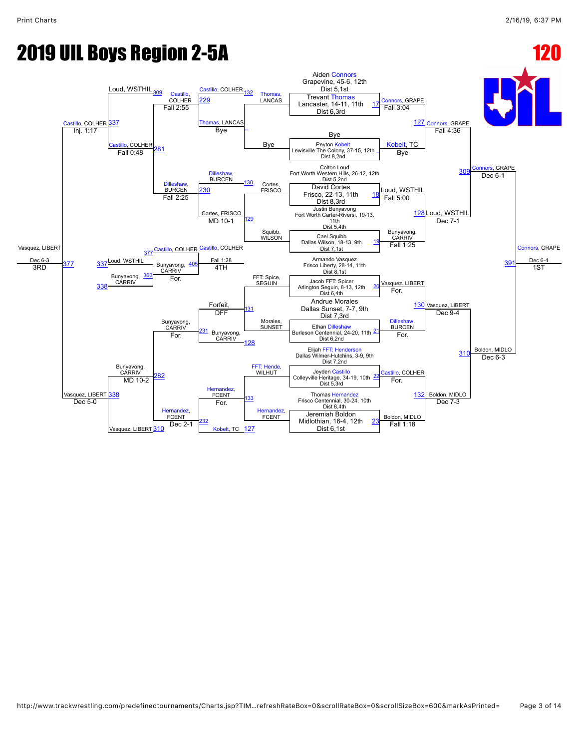# 2019 UIL Boys Region 2-5A

**120**

## Championship Bracket — First Round (Seeded Entries)

| Bout | Wrestler | Opponent |
| --- | --- | --- |
| 17 | Aiden Connors, Grapevine, 45-6, 12th, Dist 5,1st | Trevant Thomas, Lancaster, 14-11, 11th, Dist 6,3rd |
|  | Bye | Peyton Kobelt, Lewisville The Colony, 37-15, 12th, Dist 8,2nd |
| 18 | Colton Loud, Fort Worth Western Hills, 26-12, 12th, Dist 5,2nd | David Cortes, Frisco, 22-13, 11th, Dist 8,3rd |
| 19 | Justin Bunyavong, Fort Worth Carter-Riversi, 19-13, 11th, Dist 5,4th | Cael Squibb, Dallas Wilson, 18-13, 9th, Dist 7,1st |
| 20 | Armando Vasquez, Frisco Liberty, 28-14, 11th, Dist 8,1st | Jacob FFT: Spicer, Arlington Seguin, 8-13, 12th, Dist 6,4th |
| 21 | Andrue Morales, Dallas Sunset, 7-7, 9th, Dist 7,3rd | Ethan Dilleshaw, Burleson Centennial, 24-20, 11th, Dist 6,2nd |
| 22 | Elijah FFT: Henderson, Dallas Wilmer-Hutchins, 3-9, 9th, Dist 7,2nd | Jeyden Castillo, Colleyville Heritage, 34-19, 10th, Dist 5,3rd |
| 23 | Thomas Hernandez, Frisco Centennial, 30-24, 10th, Dist 8,4th | Jeremiah Boldon, Midlothian, 16-4, 12th, Dist 6,1st |

## Championship Bracket Results

| Bout | Winner | Result |
| --- | --- | --- |
| 17 | Connors, GRAPE | Fall 3:04 |
| — | Kobelt, TC | Bye |
| 18 | Loud, WSTHIL | Fall 5:00 |
| 19 | Bunyavong, CARRIV | Fall 1:25 |
| 20 | Vasquez, LIBERT | For. |
| 21 | Dilleshaw, BURCEN | For. |
| 22 | Castillo, COLHER | For. |
| 23 | Boldon, MIDLO | Fall 1:18 |
| 127 | Connors, GRAPE | Fall 4:36 |
| 128 | Loud, WSTHIL | Dec 7-1 |
| 130 | Vasquez, LIBERT | Dec 9-4 |
| 132 | Boldon, MIDLO | Dec 7-3 |
| 309 | Connors, GRAPE | Dec 6-1 |
| 310 | Boldon, MIDLO | Dec 6-3 |
| 391 | Connors, GRAPE | Dec 6-4 — **1ST** |

## Consolation Bracket Results

| Bout | Matchup | Winner | Result |
| --- | --- | --- | --- |
| 127 | Bye vs. Kobelt, TC | Kobelt, TC | — |
| 128 | Bye vs. Bunyavong, CARRIV | Bunyavong, CARRIV | — |
| 129 | Cortes, FRISCO vs. Squibb, WILSON | Cortes, FRISCO | MD 10-1 |
| 130 | Dilleshaw, BURCEN vs. Cortes, FRISCO | — | — |
| 131 | FFT: Spice, SEGUIN vs. Morales, SUNSET | Forfeit | DFF |
| 132 | Thomas, LANCAS vs. Bye | Thomas, LANCAS | Bye |
| 133 | FFT: Hende, WILHUT vs. Hernandez, FCENT | Hernandez, FCENT | For. |
| 229 | Castillo, COLHER vs. Thomas, LANCAS | Castillo, COLHER | Fall 2:55 |
| 230 | Dilleshaw, BURCEN vs. Cortes, FRISCO | Dilleshaw, BURCEN | Fall 2:25 |
| 231 | Bunyavong, CARRIV vs. Forfeit | Bunyavong, CARRIV | For. |
| 232 | Hernandez, FCENT vs. Kobelt, TC | Hernandez, FCENT | Dec 2-1 |
| 281 | Castillo, COLHER vs. Dilleshaw, BURCEN | Castillo, COLHER | Fall 0:48 |
| 282 | Bunyavong, CARRIV vs. Hernandez, FCENT | Bunyavong, CARRIV | MD 10-2 |
| 309 | Loud, WSTHIL vs. Castillo, COLHER | Castillo, COLHER | — |
| 310 | Vasquez, LIBERT vs. Bunyavong, CARRIV | Vasquez, LIBERT | — |
| 337 | Loud, WSTHIL vs. Castillo, COLHER | Castillo, COLHER | Inj. 1:17 |
| 338 | Bunyavong, CARRIV vs. Vasquez, LIBERT | Vasquez, LIBERT | Dec 5-0 |
| 363 | Loud, WSTHIL vs. Bunyavong, CARRIV | Bunyavong, CARRIV | For. |
| 377 | Castillo, COLHER vs. Vasquez, LIBERT | Vasquez, LIBERT | Dec 6-3 — **3RD** |
| 405 | Castillo, COLHER vs. Bunyavong, CARRIV | Castillo, COLHER | Fall 1:28 — **4TH** |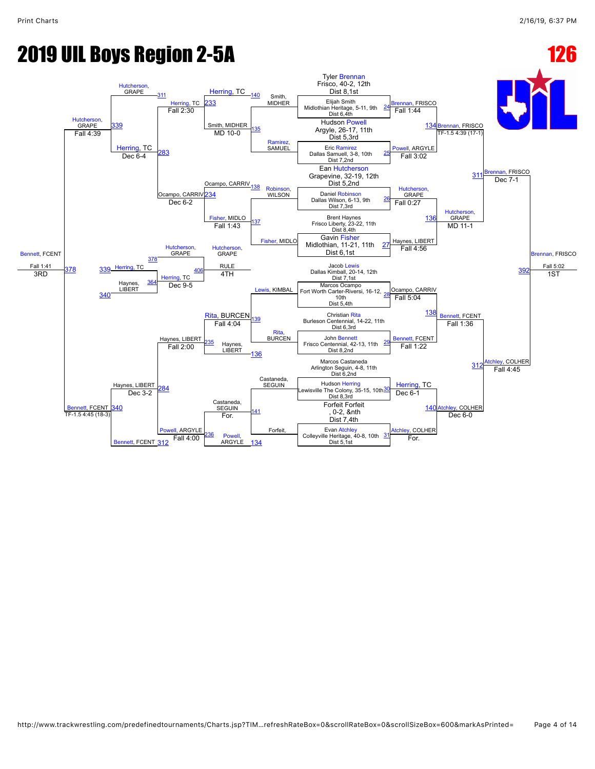# 2019 UIL Boys Region 2-5A

**126**

## Championship Bracket

### First Round

| Bout | Wrestler 1 | Wrestler 2 | Winner | Result |
|---|---|---|---|---|
| 24 | Tyler Brennan, Frisco, 40-2, 12th, Dist 8,1st | Elijah Smith, Midlothian Heritage, 5-11, 9th, Dist 6,4th | Brennan, FRISCO | Fall 1:44 |
| 25 | Hudson Powell, Argyle, 26-17, 11th, Dist 5,3rd | Eric Ramirez, Dallas Samuell, 3-8, 10th, Dist 7,2nd | Powell, ARGYLE | Fall 3:02 |
| 26 | Ean Hutcherson, Grapevine, 32-19, 12th, Dist 5,2nd | Daniel Robinson, Dallas Wilson, 6-13, 9th, Dist 7,3rd | Hutcherson, GRAPE | Fall 0:27 |
| 27 | Brent Haynes, Frisco Liberty, 23-22, 11th, Dist 8,4th | Gavin Fisher, Midlothian, 11-21, 11th, Dist 6,1st | Haynes, LIBERT | Fall 4:56 |
| 28 | Jacob Lewis, Dallas Kimball, 20-14, 12th, Dist 7,1st | Marcos Ocampo, Fort Worth Carter-Riverside, 16-12, 10th, Dist 5,4th | Ocampo, CARRIV | Fall 5:04 |
| 29 | Christian Rita, Burleson Centennial, 14-22, 11th, Dist 6,3rd | John Bennett, Frisco Centennial, 42-13, 11th, Dist 8,2nd | Bennett, FCENT | Fall 1:22 |
| 30 | Marcos Castaneda, Arlington Seguin, 4-8, 11th, Dist 6,2nd | Hudson Herring, Lewisville The Colony, 35-15, 10th, Dist 8,3rd | Herring, TC | Dec 6-1 |
| 31 | Forfeit Forfeit, 0-2, &nth, Dist 7,4th | Evan Atchley, Colleyville Heritage, 40-8, 10th, Dist 5,1st | Atchley, COLHER | For. |

### Quarterfinals

| Bout | Winner | Result |
|---|---|---|
| 134 | Brennan, FRISCO | TF-1.5 4:39 (17-1) |
| 136 | Hutcherson, GRAPE | MD 11-1 |
| 138 | Bennett, FCENT | Fall 1:36 |
| 140 | Atchley, COLHER | Dec 6-0 |

### Semifinals

| Bout | Winner | Result |
|---|---|---|
| 311 | Brennan, FRISCO | Dec 7-1 |
| 312 | Atchley, COLHER | Fall 4:45 |

### Final (1st)

| Bout | Winner | Result |
|---|---|---|
| 392 | Brennan, FRISCO | Fall 5:02 |

## Consolation Bracket

### Consolation Round 1

| Bout | Wrestlers | Winner | Result |
|---|---|---|---|
| 135 | Smith, MIDHER vs Ramirez, SAMUEL | Smith, MIDHER | MD 10-0 |
| 137 | Robinson, WILSON vs Fisher, MIDLO | Fisher, MIDLO | Fall 1:43 |
| 139 | Lewis, KIMBAL vs Rita, BURCEN | Rita, BURCEN | Fall 4:04 |
| 141 | Castaneda, SEGUIN vs Forfeit | Castaneda, SEGUIN | For. |

### Consolation Round 2

| Bout | Wrestlers | Winner | Result |
|---|---|---|---|
| 233 | Herring, TC vs Smith, MIDHER | Herring, TC | Fall 2:30 |
| 234 | Ocampo, CARRIV vs Fisher, MIDLO | Ocampo, CARRIV | Dec 6-2 |
| 235 | Haynes, LIBERT vs Rita, BURCEN | Haynes, LIBERT | Fall 2:00 |
| 236 | Powell, ARGYLE vs Castaneda, SEGUIN | Powell, ARGYLE | Fall 4:00 |

### Consolation Round 3

| Bout | Wrestlers | Winner | Result |
|---|---|---|---|
| 283 | Hutcherson, GRAPE vs Herring, TC | Herring, TC | Dec 6-4 |
| 284 | Haynes, LIBERT vs Powell, ARGYLE | Haynes, LIBERT | Dec 3-2 |

### Consolation Semifinals

| Bout | Wrestlers | Winner | Result |
|---|---|---|---|
| 339 | Hutcherson, GRAPE vs Herring, TC | Hutcherson, GRAPE | Fall 4:39 |
| 340 | Haynes, LIBERT vs Bennett, FCENT | Bennett, FCENT | TF-1.5 4:45 (18-3) |

### 3rd Place

| Bout | Wrestlers | Winner | Result |
|---|---|---|---|
| 378 | Hutcherson, GRAPE vs Bennett, FCENT | Bennett, FCENT | Fall 1:41 |

### 4th Place

| Bout | Wrestlers | Winner | Result |
|---|---|---|---|
| 364 | Herring, TC vs Haynes, LIBERT | Herring, TC | Dec 9-5 |
| 406 | Hutcherson, GRAPE vs Herring, TC | Hutcherson, GRAPE | RULE |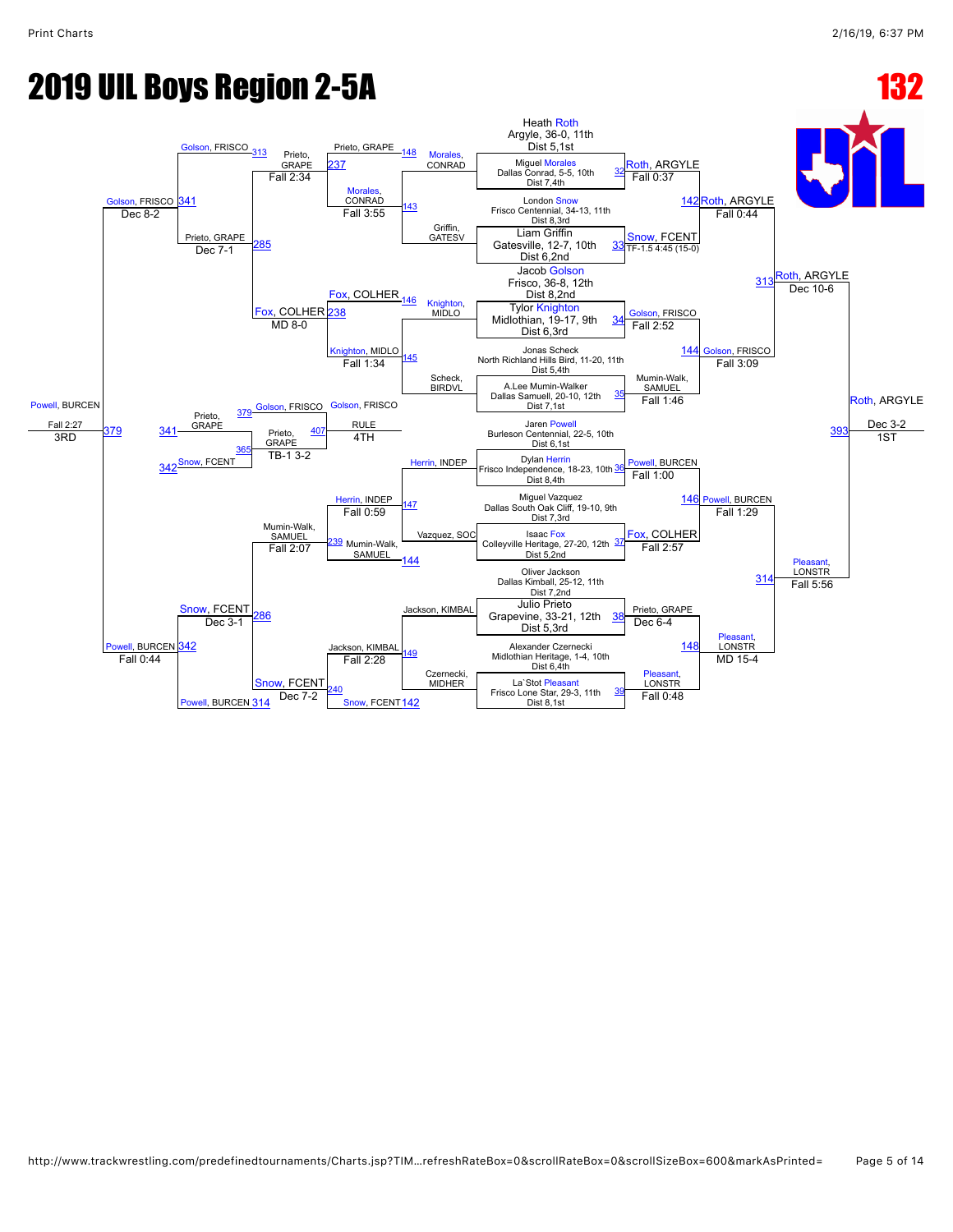# 2019 UIL Boys Region 2-5A

## 132

### Championship Bracket

**First Round**

| Bout | Wrestler | Result |
|---|---|---|
| 32 | Heath Roth, Argyle, 36-0, 11th, Dist 5,1st vs Miguel Morales, Dallas Conrad, 5-5, 10th, Dist 7,4th | Roth, ARGYLE – Fall 0:37 |
| 33 | London Snow, Frisco Centennial, 34-13, 11th, Dist 8,3rd vs Liam Griffin, Gatesville, 12-7, 10th, Dist 6,2nd | Snow, FCENT – TF-1.5 4:45 (15-0) |
| 34 | Jacob Golson, Frisco, 36-8, 12th, Dist 8,2nd vs Tylor Knighton, Midlothian, 19-17, 9th, Dist 6,3rd | Golson, FRISCO – Fall 2:52 |
| 35 | Jonas Scheck, North Richland Hills Bird, 11-20, 11th, Dist 5,4th vs A.Lee Mumin-Walker, Dallas Samuell, 20-10, 12th, Dist 7,1st | Mumin-Walk, SAMUEL – Fall 1:46 |
| 36 | Jaren Powell, Burleson Centennial, 22-5, 10th, Dist 6,1st vs Dylan Herrin, Frisco Independence, 18-23, 10th, Dist 8,4th | Powell, BURCEN – Fall 1:00 |
| 37 | Miguel Vazquez, Dallas South Oak Cliff, 19-10, 9th, Dist 7,3rd vs Isaac Fox, Colleyville Heritage, 27-20, 12th, Dist 5,2nd | Fox, COLHER – Fall 2:57 |
| 38 | Oliver Jackson, Dallas Kimball, 25-12, 11th, Dist 7,2nd vs Julio Prieto, Grapevine, 33-21, 12th, Dist 5,3rd | Prieto, GRAPE – Dec 6-4 |
| 39 | Alexander Czernecki, Midlothian Heritage, 1-4, 10th, Dist 6,4th vs La`Stot Pleasant, Frisco Lone Star, 29-3, 11th, Dist 8,1st | Pleasant, LONSTR – Fall 0:48 |

**Quarterfinals**

| Bout | Result |
|---|---|
| 142 | Roth, ARGYLE – Fall 0:44 |
| 144 | Golson, FRISCO – Fall 3:09 |
| 146 | Powell, BURCEN – Fall 1:29 |
| 148 | Pleasant, LONSTR – MD 15-4 |

**Semifinals**

| Bout | Result |
|---|---|
| 313 | Roth, ARGYLE – Dec 10-6 |
| 314 | Pleasant, LONSTR – Fall 5:56 |

**Final**

| Bout | Result |
|---|---|
| 393 | Roth, ARGYLE – Dec 3-2 – 1ST |

### Consolation Bracket

**Consolation First Round**

| Bout | Result |
|---|---|
| 143 | Morales, CONRAD vs Griffin, GATESV – Morales, CONRAD – Fall 3:55 |
| 145 | Knighton, MIDLO vs Scheck, BIRDVL – Knighton, MIDLO – Fall 1:34 |
| 147 | Herrin, INDEP vs Vazquez, SOC – Herrin, INDEP – Fall 0:59 |
| 149 | Jackson, KIMBAL vs Czernecki, MIDHER – Jackson, KIMBAL – Fall 2:28 |

**Consolation Second Round**

| Bout | Result |
|---|---|
| 237 | Prieto, GRAPE vs Morales, CONRAD – Prieto, GRAPE – Fall 2:34 |
| 238 | Fox, COLHER vs Knighton, MIDLO – Fox, COLHER – MD 8-0 |
| 239 | Herrin, INDEP vs Mumin-Walk, SAMUEL – Mumin-Walk, SAMUEL – Fall 2:07 |
| 240 | Jackson, KIMBAL vs Snow, FCENT – Snow, FCENT – Dec 7-2 |

**Consolation Third Round**

| Bout | Result |
|---|---|
| 285 | Prieto, GRAPE vs Fox, COLHER – Prieto, GRAPE – Dec 7-1 |
| 286 | Mumin-Walk, SAMUEL vs Snow, FCENT – Snow, FCENT – Dec 3-1 |

**Consolation Semifinals**

| Bout | Result |
|---|---|
| 341 | Golson, FRISCO (313) vs Prieto, GRAPE (285) – Golson, FRISCO – Dec 8-2 |
| 342 | Snow, FCENT (286) vs Powell, BURCEN (314) – Powell, BURCEN – Fall 0:44 |

**3rd Place**

| Bout | Result |
|---|---|
| 379 | Golson, FRISCO vs Powell, BURCEN – Powell, BURCEN – Fall 2:27 – 3RD |

**5th Place**

| Bout | Result |
|---|---|
| 365 | Prieto, GRAPE (341) vs Snow, FCENT (342) – Prieto, GRAPE – TB-1 3-2 |

**4th Place**

| Bout | Result |
|---|---|
| 407 | Golson, FRISCO (379) vs Prieto, GRAPE – Golson, FRISCO – RULE – 4TH |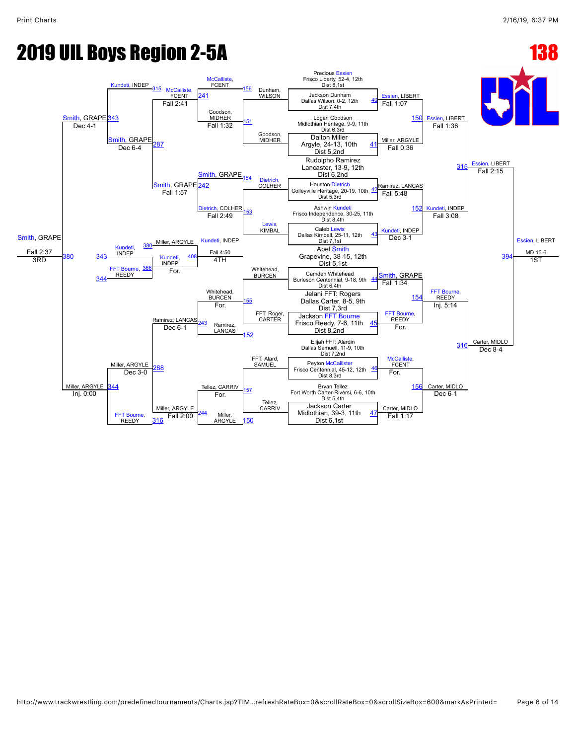# 2019 UIL Boys Region 2-5A

**138**

## Championship Bracket

### First Round

| Bout | Wrestler | Record | Dist |
| --- | --- | --- | --- |
| 40 | Precious Essien, Frisco Liberty | 52-4, 12th | Dist 8,1st |
| | Jackson Dunham, Dallas Wilson | 0-2, 12th | Dist 7,4th |
| 41 | Logan Goodson, Midlothian Heritage | 9-9, 11th | Dist 6,3rd |
| | Dalton Miller, Argyle | 24-13, 10th | Dist 5,2nd |
| 42 | Rudolpho Ramirez, Lancaster | 13-9, 12th | Dist 6,2nd |
| | Houston Dietrich, Colleyville Heritage | 20-19, 10th | Dist 5,3rd |
| 43 | Ashwin Kundeti, Frisco Independence | 30-25, 11th | Dist 8,4th |
| | Caleb Lewis, Dallas Kimball | 25-11, 12th | Dist 7,1st |
| 44 | Abel Smith, Grapevine | 38-15, 12th | Dist 5,1st |
| | Camden Whitehead, Burleson Centennial | 9-18, 9th | Dist 6,4th |
| 45 | Jelani FFT: Rogers, Dallas Carter | 8-5, 9th | Dist 7,3rd |
| | Jackson FFT Bourne, Frisco Reedy | 7-6, 11th | Dist 8,2nd |
| 46 | Elijah FFT: Aardin, Dallas Samuell | 11-9, 10th | Dist 7,2nd |
| | Peyton McCallister, Frisco Centennial | 45-12, 12th | Dist 8,3rd |
| 47 | Bryan Tellez, Fort Worth Carter-Riversi | 6-6, 10th | Dist 5,4th |
| | Jackson Carter, Midlothian | 39-3, 11th | Dist 6,1st |

### First Round Results

- 40: Essien, LIBERT — Fall 1:07
- 41: Miller, ARGYLE — Fall 0:36
- 42: Ramirez, LANCAS — Fall 5:48
- 43: Kundeti, INDEP — Dec 3-1
- 44: Smith, GRAPE — Fall 1:34
- 45: FFT Bourne, REEDY — For.
- 46: McCalliste, FCENT — For.
- 47: Carter, MIDLO — Fall 1:17

### Quarterfinals

- 150: Essien, LIBERT — Fall 1:36
- 152: Kundeti, INDEP — Fall 3:08
- 154: FFT Bourne, REEDY — Inj. 5:14
- 156: Carter, MIDLO — Dec 6-1

### Semifinals

- 315: Essien, LIBERT — Fall 2:15
- 316: Carter, MIDLO — Dec 8-4

### Final

- 394: Essien, LIBERT — MD 15-6 — 1ST

## Consolation Bracket

### Consolation First Round

- 151: Goodson, MIDHER over Dunham, WILSON — Fall 1:32
- 153: Dietrich, COLHER over Lewis, KIMBAL — Fall 2:49
- 155: Whitehead, BURCEN over FFT: Roger, CARTER — For.
- 157: Tellez, CARRIV over FFT: Alard, SAMUEL — For.

### Consolation Second Round

- 156: McCalliste, FCENT over Goodson, MIDHER
- 154: Smith, GRAPE over Dietrich, COLHER
- 152: Ramirez, LANCAS over Whitehead, BURCEN
- 150: Miller, ARGYLE over Tellez, CARRIV

### Consolation Third Round

- 241: McCalliste, FCENT — Fall 2:41
- 242: Smith, GRAPE — Fall 1:57
- 243: Ramirez, LANCAS — Dec 6-1
- 244: Miller, ARGYLE — Fall 2:00

### Consolation Fourth Round

- 315: Kundeti, INDEP over McCalliste, FCENT
- 287: Smith, GRAPE — Dec 6-4
- 288: Miller, ARGYLE — Dec 3-0
- 316: FFT Bourne, REEDY

### Consolation Semifinals

- 343: Smith, GRAPE — Dec 4-1
- 344: Miller, ARGYLE — Inj. 0:00

### 3rd Place

- 380: Smith, GRAPE — Fall 2:37 — 3RD

### 4th/5th Place

- 380: Miller, ARGYLE (loser of 3rd place match)
- 343: Kundeti, INDEP
- 344: FFT Bourne, REEDY
- 366: FFT Bourne, REEDY
- 408: Kundeti, INDEP — Fall 4:50 — 4TH; Miller, ARGYLE — For.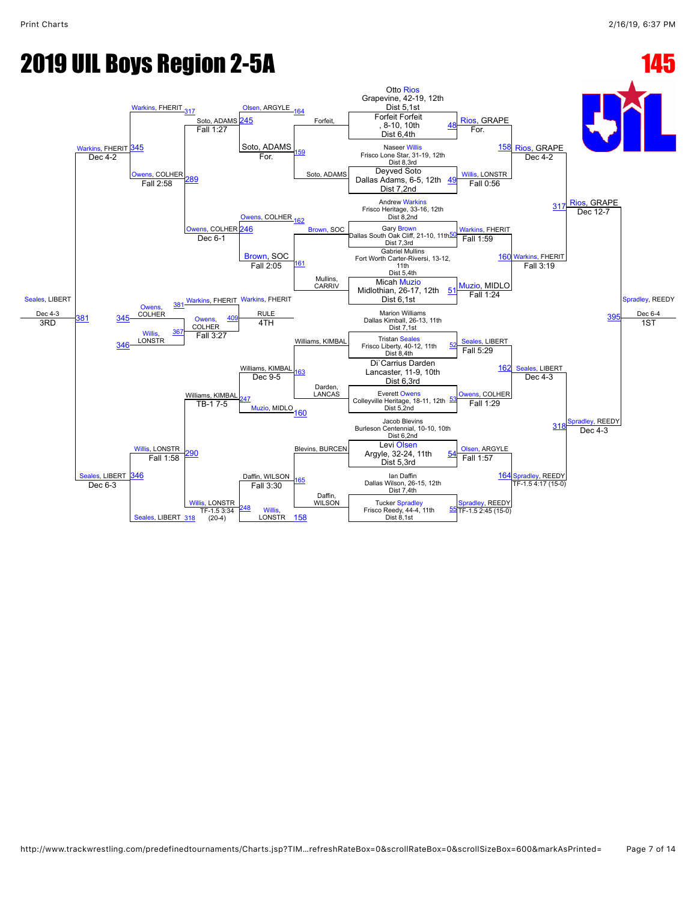# 2019 UIL Boys Region 2-5A

**145**

## Championship Bracket

| Bout | Wrestler 1 | Wrestler 2 | Winner | Result |
|---|---|---|---|---|
| 48 | Otto Rios, Grapevine, 42-19, 12th, Dist 5,1st | Forfeit Forfeit, 8-10, 10th, Dist 6,4th | Rios, GRAPE | For. |
| 49 | Naseer Willis, Frisco Lone Star, 31-19, 12th, Dist 8,3rd | Deyved Soto, Dallas Adams, 6-5, 12th, Dist 7,2nd | Willis, LONSTR | Fall 0:56 |
| 50 | Andrew Warkins, Frisco Heritage, 33-16, 12th, Dist 8,2nd | Gary Brown, Dallas South Oak Cliff, 21-10, 11th, Dist 7,3rd | Warkins, FHERIT | Fall 1:59 |
| 51 | Gabriel Mullins, Fort Worth Carter-Riversi, 13-12, 11th, Dist 5,4th | Micah Muzio, Midlothian, 26-17, 12th, Dist 6,1st | Muzio, MIDLO | Fall 1:24 |
| 52 | Marion Williams, Dallas Kimball, 26-13, 11th, Dist 7,1st | Tristan Seales, Frisco Liberty, 40-12, 11th, Dist 8,4th | Seales, LIBERT | Fall 5:29 |
| 53 | Di`Carrius Darden, Lancaster, 11-9, 10th, Dist 6,3rd | Everett Owens, Colleyville Heritage, 18-11, 12th, Dist 5,2nd | Owens, COLHER | Fall 1:29 |
| 54 | Jacob Blevins, Burleson Centennial, 10-10, 10th, Dist 6,2nd | Levi Olsen, Argyle, 32-24, 11th, Dist 5,3rd | Olsen, ARGYLE | Fall 1:57 |
| 55 | Ian Daffin, Dallas Wilson, 26-15, 12th, Dist 7,4th | Tucker Spradley, Frisco Reedy, 44-4, 11th, Dist 8,1st | Spradley, REEDY | TF-1.5 2:45 (15-0) |
| 158 | Rios, GRAPE | Willis, LONSTR | Rios, GRAPE | Dec 4-2 |
| 160 | Warkins, FHERIT | Muzio, MIDLO | Warkins, FHERIT | Fall 3:19 |
| 162 | Seales, LIBERT | Owens, COLHER | Seales, LIBERT | Dec 4-3 |
| 164 | Olsen, ARGYLE | Spradley, REEDY | Spradley, REEDY | TF-1.5 4:17 (15-0) |
| 317 | Rios, GRAPE | Warkins, FHERIT | Rios, GRAPE | Dec 12-7 |
| 318 | Seales, LIBERT | Spradley, REEDY | Spradley, REEDY | Dec 4-3 |
| 395 | Rios, GRAPE | Spradley, REEDY | Spradley, REEDY | Dec 6-4 (1ST) |

## Consolation Bracket

| Bout | Wrestler 1 | Wrestler 2 | Winner | Result |
|---|---|---|---|---|
| 159 | Forfeit | Soto, ADAMS | Soto, ADAMS | For. |
| 161 | Brown, SOC | Mullins, CARRIV | Brown, SOC | Fall 2:05 |
| 163 | Williams, KIMBAL | Darden, LANCAS | Williams, KIMBAL | Dec 9-5 |
| 165 | Blevins, BURCEN | Daffin, WILSON | Daffin, WILSON | Fall 3:30 |
| 245 | Olsen, ARGYLE | Soto, ADAMS | Soto, ADAMS | Fall 1:27 |
| 246 | Owens, COLHER | Brown, SOC | Owens, COLHER | Dec 6-1 |
| 247 | Williams, KIMBAL | Muzio, MIDLO | Williams, KIMBAL | TB-1 7-5 |
| 248 | Daffin, WILSON | Willis, LONSTR | Willis, LONSTR | TF-1.5 3:34 (20-4) |
| 289 | Soto, ADAMS | Owens, COLHER | Owens, COLHER | Fall 2:58 |
| 290 | Williams, KIMBAL | Willis, LONSTR | Willis, LONSTR | Fall 1:58 |
| 317 | Warkins, FHERIT | Soto, ADAMS | Warkins, FHERIT | |
| 318 | Seales, LIBERT | Willis, LONSTR | Seales, LIBERT | |
| 345 | Warkins, FHERIT | Owens, COLHER | Warkins, FHERIT | Dec 4-2 |
| 346 | Willis, LONSTR | Seales, LIBERT | Seales, LIBERT | Dec 6-3 |
| 381 | Warkins, FHERIT | Seales, LIBERT | Seales, LIBERT | Dec 4-3 (3RD) |
| 409 | Owens, COLHER | Willis, LONSTR | Owens, COLHER | Fall 3:27 |
| 381 | Warkins, FHERIT | Owens, COLHER | Warkins, FHERIT | RULE (4TH) |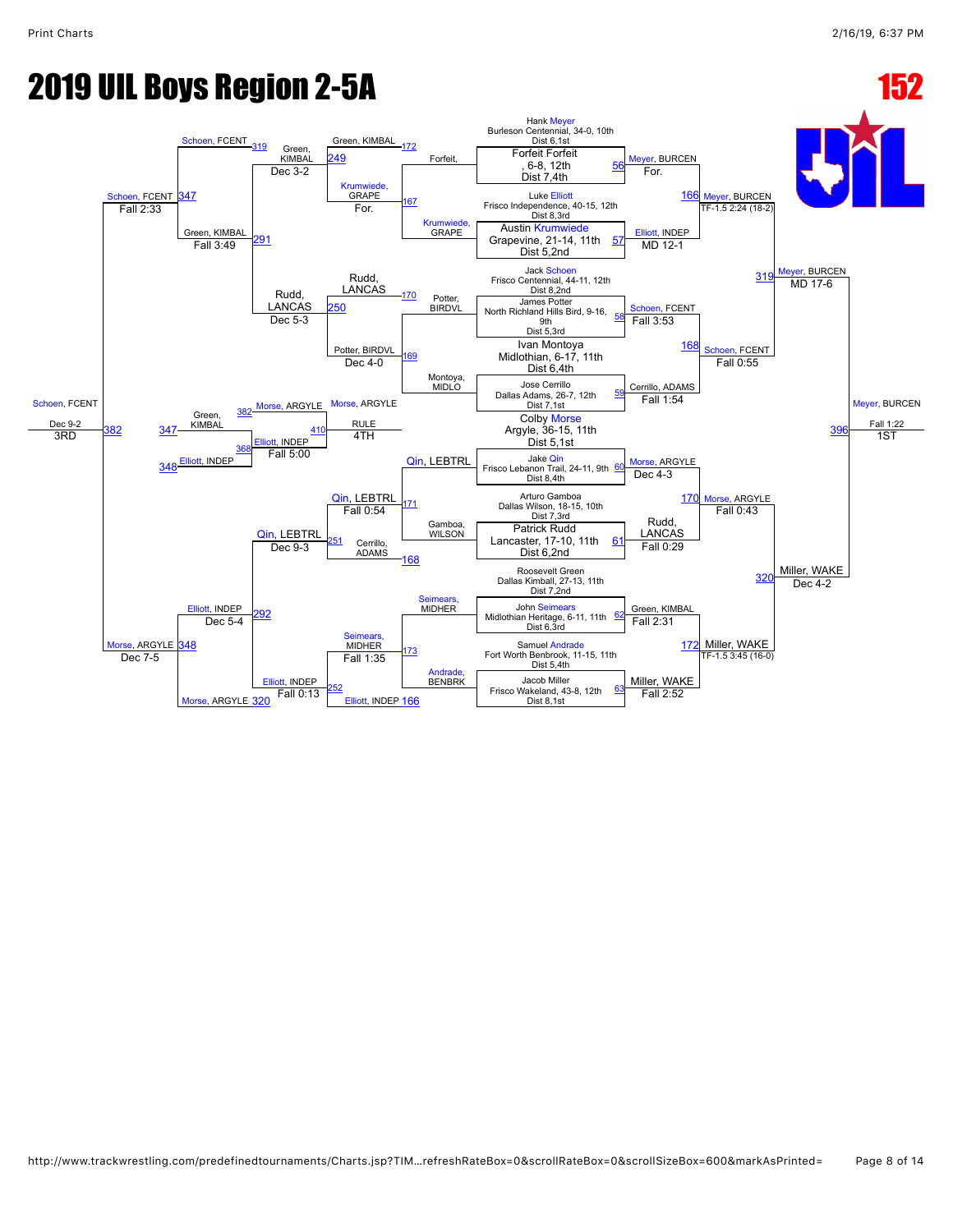# 2019 UIL Boys Region 2-5A

## 152

### Championship Bracket – First Round

| Bout | Wrestler | Result | Advances |
|---|---|---|---|
| 56 | Hank Meyer, Burleson Centennial, 34-0, 10th, Dist 6,1st vs Forfeit Forfeit, 6-8, 12th, Dist 7,4th | For. | Meyer, BURCEN |
| 57 | Luke Elliott, Frisco Independence, 40-15, 12th, Dist 8,3rd vs Austin Krumwiede, Grapevine, 21-14, 11th, Dist 5,2nd | MD 12-1 | Elliott, INDEP |
| 58 | Jack Schoen, Frisco Centennial, 44-11, 12th, Dist 8,2nd vs James Potter, North Richland Hills Bird, 9-16, 9th, Dist 5,3rd | Fall 3:53 | Schoen, FCENT |
| 59 | Ivan Montoya, Midlothian, 6-17, 11th, Dist 6,4th vs Jose Cerrillo, Dallas Adams, 26-7, 12th, Dist 7,1st | Fall 1:54 | Cerrillo, ADAMS |
| 60 | Colby Morse, Argyle, 36-15, 11th, Dist 5,1st vs Jake Qin, Frisco Lebanon Trail, 24-11, 9th, Dist 8,4th | Dec 4-3 | Morse, ARGYLE |
| 61 | Arturo Gamboa, Dallas Wilson, 18-15, 10th, Dist 7,3rd vs Patrick Rudd, Lancaster, 17-10, 11th, Dist 6,2nd | Fall 0:29 | Rudd, LANCAS |
| 62 | Roosevelt Green, Dallas Kimball, 27-13, 11th, Dist 7,2nd vs John Seimears, Midlothian Heritage, 6-11, 11th, Dist 6,3rd | Fall 2:31 | Green, KIMBAL |
| 63 | Samuel Andrade, Fort Worth Benbrook, 11-15, 11th, Dist 5,4th vs Jacob Miller, Frisco Wakeland, 43-8, 12th, Dist 8,1st | Fall 2:52 | Miller, WAKE |

### Championship Bracket – Semifinals

| Bout | Wrestlers | Result | Advances |
|---|---|---|---|
| 166 | Meyer, BURCEN vs Elliott, INDEP | TF-1.5 2:24 (18-2) | Meyer, BURCEN |
| 168 | Schoen, FCENT vs Cerrillo, ADAMS | Fall 0:55 | Schoen, FCENT |
| 170 | Morse, ARGYLE vs Rudd, LANCAS | Fall 0:43 | Morse, ARGYLE |
| 172 | Green, KIMBAL vs Miller, WAKE | TF-1.5 3:45 (16-0) | Miller, WAKE |

### Championship Bracket – Finals

| Bout | Wrestlers | Result | Advances |
|---|---|---|---|
| 319 | Meyer, BURCEN vs Schoen, FCENT | MD 17-6 | Meyer, BURCEN |
| 320 | Morse, ARGYLE vs Miller, WAKE | Dec 4-2 | Miller, WAKE |
| 396 | Meyer, BURCEN vs Miller, WAKE | Fall 1:22 | Meyer, BURCEN – 1ST |

### Consolation Bracket

| Bout | Wrestlers | Result | Advances |
|---|---|---|---|
| 167 | Forfeit vs Krumwiede, GRAPE | For. | Krumwiede, GRAPE |
| 169 | Potter, BIRDVL vs Montoya, MIDLO | Dec 4-0 | Potter, BIRDVL |
| 171 | Qin, LEBTRL vs Gamboa, WILSON | Fall 0:54 | Qin, LEBTRL |
| 173 | Seimears, MIDHER vs Andrade, BENBRK | Fall 1:35 | Seimears, MIDHER |
| 172 | Green, KIMBAL vs Krumwiede, GRAPE | For. | Krumwiede, GRAPE |
| 170 | Rudd, LANCAS vs Potter, BIRDVL | | Rudd, LANCAS |
| 168 | Qin, LEBTRL vs Cerrillo, ADAMS | | Qin, LEBTRL |
| 166 | Seimears, MIDHER vs Elliott, INDEP | Fall 0:13 | Elliott, INDEP |
| 249 | Green, KIMBAL vs Krumwiede, GRAPE | Dec 3-2 | Green, KIMBAL |
| 250 | Rudd, LANCAS vs Potter, BIRDVL | Dec 5-3 | Rudd, LANCAS |
| 251 | Qin, LEBTRL vs Cerrillo, ADAMS | Dec 9-3 | Qin, LEBTRL |
| 252 | Elliott, INDEP vs Seimears, MIDHER | | Elliott, INDEP |
| 291 | Green, KIMBAL vs Rudd, LANCAS | Fall 3:49 | Green, KIMBAL |
| 292 | Qin, LEBTRL vs Elliott, INDEP | Dec 5-4 | Elliott, INDEP |
| 319 | Schoen, FCENT vs Green, KIMBAL | | |
| 320 | Morse, ARGYLE vs Elliott, INDEP | | |
| 347 | Schoen, FCENT vs Green, KIMBAL | Fall 2:33 | Schoen, FCENT |
| 348 | Elliott, INDEP vs Morse, ARGYLE | Dec 7-5 | Morse, ARGYLE |
| 382 | Schoen, FCENT vs Morse, ARGYLE | Dec 9-2 | Schoen, FCENT – 3RD |

### 4th Place

| Bout | Wrestlers | Result | Advances |
|---|---|---|---|
| 368 | Green, KIMBAL vs Elliott, INDEP | Fall 5:00 | Elliott, INDEP |
| 410 | Morse, ARGYLE vs Elliott, INDEP | RULE | Morse, ARGYLE – 4TH |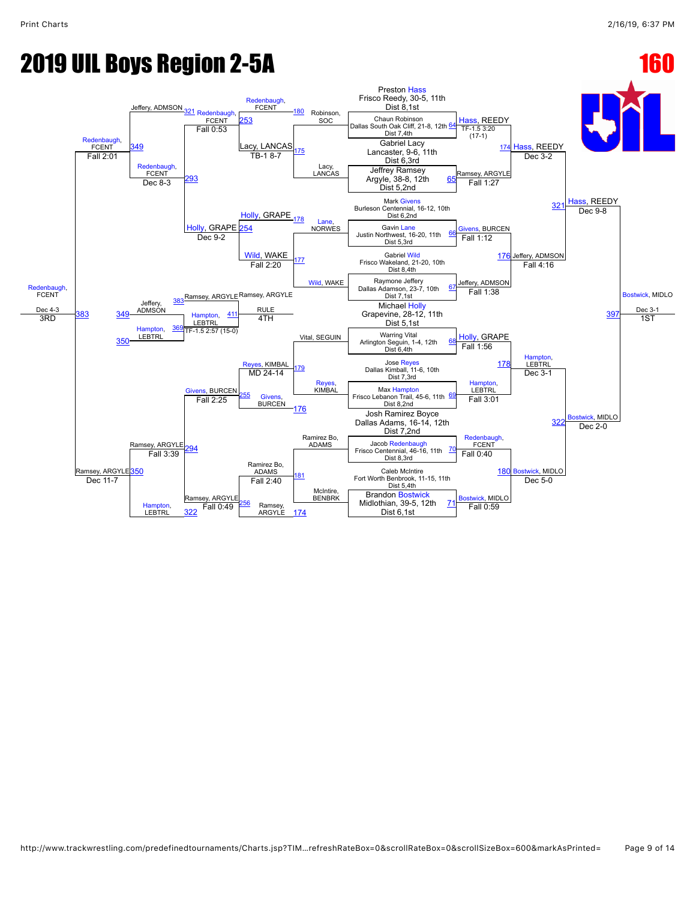# 2019 UIL Boys Region 2-5A

## 160

### Championship Bracket

**Preston Hass** — Frisco Reedy, 30-5, 11th, Dist 8,1st

**Chaun Robinson** — Dallas South Oak Cliff, 21-8, 12th, Dist 7,4th
- 64: Hass, REEDY — TF-1.5 3:20 (17-1)

**Gabriel Lacy** — Lancaster, 9-6, 11th, Dist 6,3rd

**Jeffrey Ramsey** — Argyle, 38-8, 12th, Dist 5,2nd
- 65: Ramsey, ARGYLE — Fall 1:27

- 174: Hass, REEDY — Dec 3-2

**Mark Givens** — Burleson Centennial, 16-12, 10th, Dist 6,2nd

**Gavin Lane** — Justin Northwest, 16-20, 11th, Dist 5,3rd
- 66: Givens, BURCEN — Fall 1:12

**Gabriel Wild** — Frisco Wakeland, 21-20, 10th, Dist 8,4th

**Raymone Jeffery** — Dallas Adamson, 23-7, 10th, Dist 7,1st
- 67: Jeffery, ADMSON — Fall 1:38

- 176: Jeffery, ADMSON — Fall 4:16

- 321: Hass, REEDY — Dec 9-8

**Michael Holly** — Grapevine, 28-12, 11th, Dist 5,1st

**Warring Vital** — Arlington Seguin, 1-4, 12th, Dist 6,4th
- 68: Holly, GRAPE — Fall 1:56

**Jose Reyes** — Dallas Kimball, 11-6, 10th, Dist 7,3rd

**Max Hampton** — Frisco Lebanon Trail, 45-6, 11th, Dist 8,2nd
- 69: Hampton, LEBTRL — Fall 3:01

- 178: Hampton, LEBTRL — Dec 3-1

**Josh Ramirez Boyce** — Dallas Adams, 16-14, 12th, Dist 7,2nd

**Jacob Redenbaugh** — Frisco Centennial, 46-16, 11th, Dist 8,3rd
- 70: Redenbaugh, FCENT — Fall 0:40

**Caleb McIntire** — Fort Worth Benbrook, 11-15, 11th, Dist 5,4th

**Brandon Bostwick** — Midlothian, 39-5, 12th, Dist 6,1st
- 71: Bostwick, MIDLO — Fall 0:59

- 180: Bostwick, MIDLO — Dec 5-0

- 322: Bostwick, MIDLO — Dec 2-0

- 397: Bostwick, MIDLO — Dec 3-1 — **1ST**

### Consolation Bracket

- 175: Robinson, SOC vs. Lacy, LANCAS → 253: Lacy, LANCAS — TB-1 8-7
- 177: Lane, NORWES vs. Wild, WAKE → 254: Wild, WAKE — Fall 2:20
- 179: Vital, SEGUIN vs. Reyes, KIMBAL → 255: Reyes, KIMBAL — MD 24-14
- 181: Ramirez Bo, ADAMS vs. McIntire, BENBRK → 256: Ramirez Bo, ADAMS — Fall 2:40

- 180: Redenbaugh, FCENT vs. 253: Lacy, LANCAS → 321: Redenbaugh, FCENT — Fall 0:53
- 178: Holly, GRAPE vs. 254: Wild, WAKE → 293: Holly, GRAPE — Dec 9-2
- 176: Givens, BURCEN vs. 255: Reyes, KIMBAL → 294: Givens, BURCEN — Fall 2:25
- 174: Ramsey, ARGYLE vs. 256: Ramirez Bo, ADAMS → 322: Ramsey, ARGYLE — Fall 0:49

- 321: Jeffery, ADMSON vs. Redenbaugh, FCENT → 349: Redenbaugh, FCENT — Dec 8-3
- 322: Hampton, LEBTRL vs. 294: Ramsey, ARGYLE → 350: Ramsey, ARGYLE — Fall 3:39

- 349: Redenbaugh, FCENT vs. 293: Holly, GRAPE → 349: Redenbaugh, FCENT — Fall 2:01
- 350: Ramsey, ARGYLE — Dec 11-7

- 383: Redenbaugh, FCENT — Dec 4-3 — **3RD**

### 4th Place Bracket

- 349: Jeffery, ADMSON vs. 350: Hampton, LEBTRL → 369: Hampton, LEBTRL — TF-1.5 2:57 (15-0)
- 383: Ramsey, ARGYLE vs. 369: Hampton, LEBTRL → 411: Ramsey, ARGYLE — RULE — **4TH**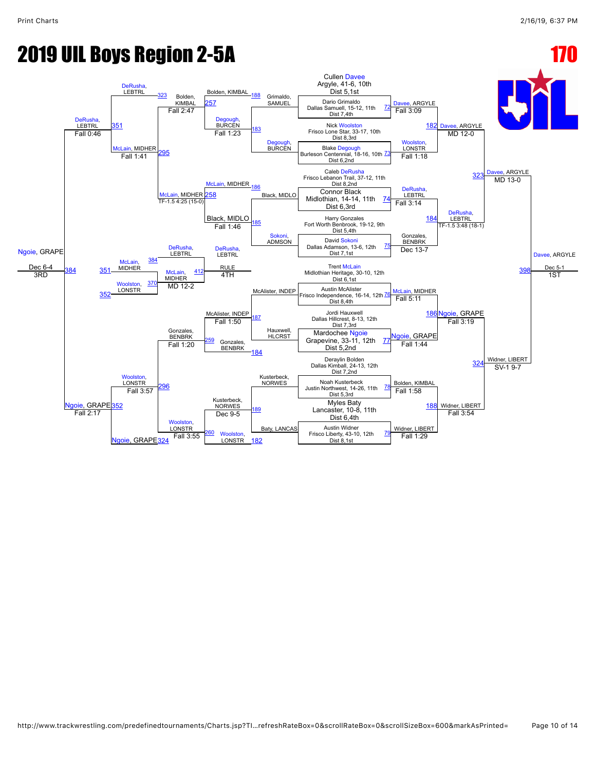# 2019 UIL Boys Region 2-5A

## 170

### Championship Bracket

**Seeds / Entrants:**
- Cullen Davee, Argyle, 41-6, 10th, Dist 5,1st
- Dario Grimaldo, Dallas Samuell, 15-12, 11th, Dist 7,4th
- Nick Woolston, Frisco Lone Star, 33-17, 10th, Dist 8,3rd
- Blake Degough, Burleson Centennial, 18-16, 10th, Dist 6,2nd
- Caleb DeRusha, Frisco Lebanon Trail, 37-12, 11th, Dist 8,2nd
- Connor Black, Midlothian, 14-14, 11th, Dist 6,3rd
- Harry Gonzales, Fort Worth Benbrook, 19-12, 9th, Dist 5,4th
- David Sokoni, Dallas Adamson, 13-6, 12th, Dist 7,1st
- Trent McLain, Midlothian Heritage, 30-10, 12th, Dist 6,1st
- Austin McAlister, Frisco Independence, 16-14, 12th, Dist 8,4th
- Jordi Hauxwell, Dallas Hillcrest, 8-13, 12th, Dist 7,3rd
- Mardochee Ngoie, Grapevine, 33-11, 12th, Dist 5,2nd
- Deraylin Bolden, Dallas Kimball, 24-13, 12th, Dist 7,2nd
- Noah Kusterbeck, Justin Northwest, 14-26, 11th, Dist 5,3rd
- Myles Baty, Lancaster, 10-8, 11th, Dist 6,4th
- Austin Widner, Frisco Liberty, 43-10, 12th, Dist 8,1st

**Round 1:**
- 72: Davee, ARGYLE def. Grimaldo — Fall 3:09
- 73: Woolston, LONSTR def. Degough — Fall 1:18
- 74: DeRusha, LEBTRL def. Black — Fall 3:14
- 75: Gonzales, BENBRK def. Sokoni — Dec 13-7
- 76: McLain, MIDHER def. McAlister — Fall 5:11
- 77: Ngoie, GRAPE def. Hauxwell — Fall 1:44
- 78: Bolden, KIMBAL def. Kusterbeck — Fall 1:58
- 79: Widner, LIBERT def. Baty — Fall 1:29

**Quarterfinals:**
- 182: Davee, ARGYLE — MD 12-0
- 184: DeRusha, LEBTRL — TF-1.5 3:48 (18-1)
- 186: Ngoie, GRAPE — Fall 3:19
- 188: Widner, LIBERT — Fall 3:54

**Semifinals:**
- 323: Davee, ARGYLE — MD 13-0
- 324: Widner, LIBERT — SV-1 9-7

**Final:**
- 398: Davee, ARGYLE — Dec 5-1 — 1ST

### Consolation Bracket

**Consolation Round 1:**
- 183: Degough, BURCEN def. Grimaldo, SAMUEL
- 185: Black, MIDLO def. Sokoni, ADMSON — Fall 1:46
- 187: McAlister, INDEP def. Hauxwell, HLCRST — Fall 1:50
- 189: Kusterbeck, NORWES def. Baty, LANCAS — Dec 9-5

**Consolation Round 2:**
- 188 / 257: Bolden, KIMBAL def. Degough, BURCEN — Fall 1:23
- 186 / 258: McLain, MIDHER def. Black, MIDLO
- 184 / 259: Gonzales, BENBRK def. McAlister, INDEP
- 182 / 260: Woolston, LONSTR def. Kusterbeck, NORWES

**Consolation Round 3:**
- 295: McLain, MIDHER def. Bolden, KIMBAL — Fall 2:47
- 296: Woolston, LONSTR def. Gonzales, BENBRK — Fall 1:20

**Consolation Semifinals:**
- 351: DeRusha, LEBTRL def. McLain, MIDHER — TF-1.5 4:25 (15-0)
- 352: Ngoie, GRAPE def. Woolston, LONSTR — Fall 3:55

**Consolation Round:**
- 351: DeRusha, LEBTRL — Fall 0:46 (vs. McLain, MIDHER — Fall 1:41)
- 352: Ngoie, GRAPE — Fall 2:17 (vs. Woolston, LONSTR — Fall 3:57)

**3rd Place:**
- 384: Ngoie, GRAPE def. DeRusha, LEBTRL — Dec 6-4 — 3RD

**5th Place:**
- 412: McLain, MIDHER def. Woolston, LONSTR — MD 12-2
- 384 DeRusha, LEBTRL — RULE — 4TH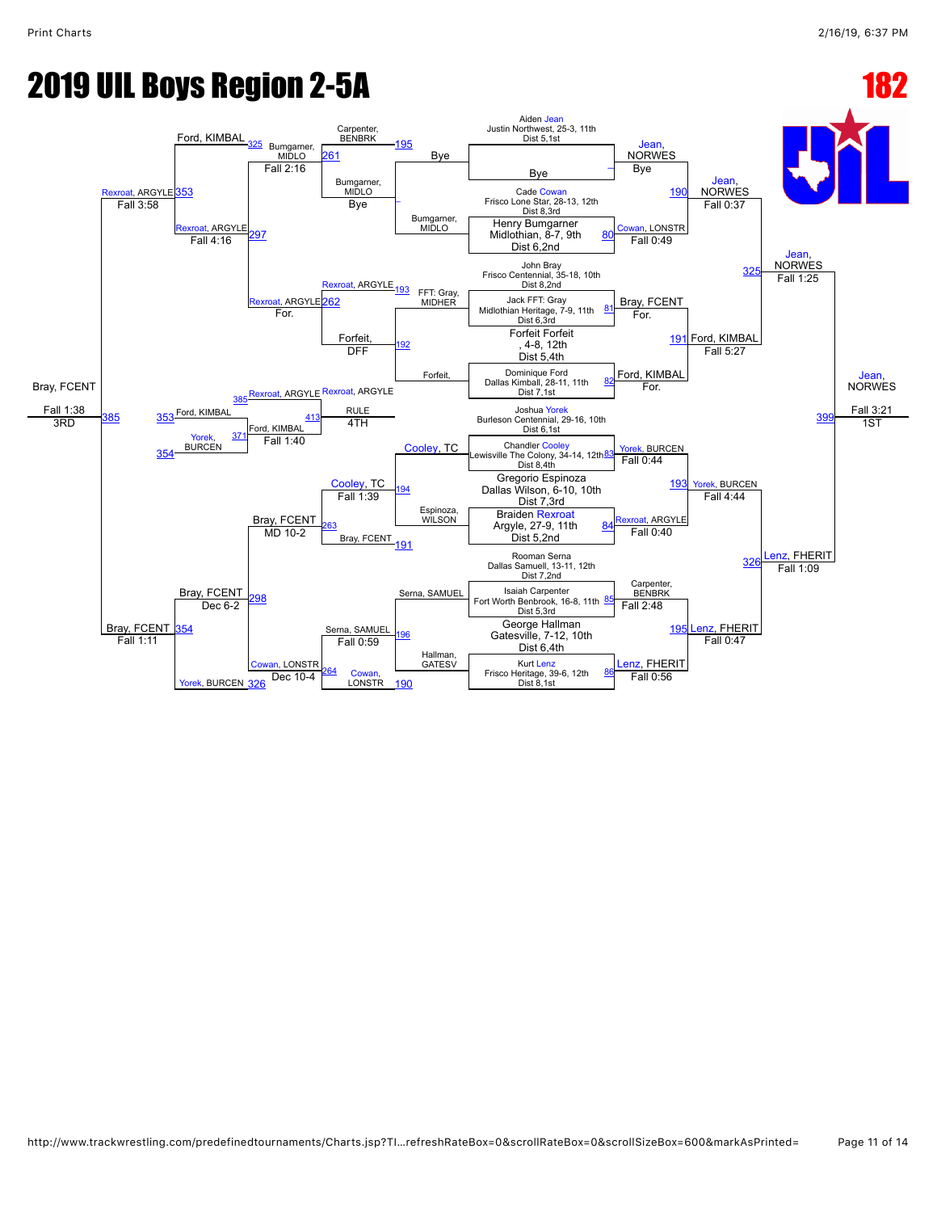# 2019 UIL Boys Region 2-5A

**182**

## Championship Bracket

### First Round (Seeds)

- Aiden Jean, Justin Northwest, 25-3, 11th, Dist 5,1st
- Bye
- Cade Cowan, Frisco Lone Star, 28-13, 12th, Dist 8,3rd
- Henry Bumgarner, Midlothian, 8-7, 9th, Dist 6,2nd
- John Bray, Frisco Centennial, 35-18, 10th, Dist 8,2nd
- Jack FFT: Gray, Midlothian Heritage, 7-9, 11th, Dist 6,3rd
- Forfeit Forfeit, , 4-8, 12th, Dist 5,4th
- Dominique Ford, Dallas Kimball, 28-11, 11th, Dist 7,1st
- Joshua Yorek, Burleson Centennial, 29-16, 10th, Dist 6,1st
- Chandler Cooley, Lewisville The Colony, 34-14, 12th, Dist 8,4th
- Gregorio Espinoza, Dallas Wilson, 6-10, 10th, Dist 7,3rd
- Braiden Rexroat, Argyle, 27-9, 11th, Dist 5,2nd
- Rooman Serna, Dallas Samuell, 13-11, 12th, Dist 7,2nd
- Isaiah Carpenter, Fort Worth Benbrook, 16-8, 11th, Dist 5,3rd
- George Hallman, Gatesville, 7-12, 10th, Dist 6,4th
- Kurt Lenz, Frisco Heritage, 39-6, 12th, Dist 8,1st

### Quarterfinals

| Bout | Winner | Result |
|---|---|---|
| – | Jean, NORWES | Bye |
| 80 | Cowan, LONSTR | Fall 0:49 |
| 81 | Bray, FCENT | For. |
| 82 | Ford, KIMBAL | For. |
| 83 | Yorek, BURCEN | Fall 0:44 |
| 84 | Rexroat, ARGYLE | Fall 0:40 |
| 85 | Carpenter, BENBRK | Fall 2:48 |
| 86 | Lenz, FHERIT | Fall 0:56 |

### Semifinals

| Bout | Winner | Result |
|---|---|---|
| 190 | Jean, NORWES | Fall 0:37 |
| 191 | Ford, KIMBAL | Fall 5:27 |
| 193 | Yorek, BURCEN | Fall 4:44 |
| 195 | Lenz, FHERIT | Fall 0:47 |

### Finals

| Bout | Winner | Result |
|---|---|---|
| 325 | Jean, NORWES | Fall 1:25 |
| 326 | Lenz, FHERIT | Fall 1:09 |

### Championship

| Bout | Winner | Result |
|---|---|---|
| 399 | Jean, NORWES | Fall 3:21, 1ST |

## Consolation Bracket

### Consolation Round 1

| Bout | Competitors | Winner | Result |
|---|---|---|---|
| 195 | Carpenter, BENBRK / Bye | Carpenter, BENBRK | |
| – | Bumgarner, MIDLO / Bye | Bumgarner, MIDLO | Bye |
| 193 | FFT: Gray, MIDHER / Rexroat, ARGYLE | Rexroat, ARGYLE | |
| 192 | Forfeit, / Forfeit, DFF | Forfeit, DFF | |
| 194 | Cooley, TC / Espinoza, WILSON | Cooley, TC | |
| 191 | Bray, FCENT | Bray, FCENT | |
| 196 | Serna, SAMUEL / Hallman, GATESV | Serna, SAMUEL | |
| 190 | Cowan, LONSTR | Cowan, LONSTR | |

### Consolation Round 2

| Bout | Winner | Result |
|---|---|---|
| 261 | Bumgarner, MIDLO | Fall 2:16 |
| 262 | Rexroat, ARGYLE | For. |
| 263 | Bray, FCENT | MD 10-2 |
| 264 | Cowan, LONSTR | Dec 10-4 |

### Consolation Round 3

| Bout | Winner | Result |
|---|---|---|
| 325 | Ford, KIMBAL | |
| 297 | Rexroat, ARGYLE | Fall 4:16 |
| 298 | Bray, FCENT | Dec 6-2 |
| 326 | Yorek, BURCEN | |

### Consolation Semifinals

| Bout | Winner | Result |
|---|---|---|
| 353 | Rexroat, ARGYLE | Fall 3:58 |
| 354 | Bray, FCENT | Fall 1:11 |

### 3rd Place

| Bout | Winner | Result |
|---|---|---|
| 385 | Bray, FCENT | Fall 1:38, 3RD |

### 4th Place / 5th Place

| Bout | Competitors | Winner | Result |
|---|---|---|---|
| 385 | Rexroat, ARGYLE | Rexroat, ARGYLE | RULE, 4TH |
| 371 | Ford, KIMBAL (353) / Yorek, BURCEN (354) | Ford, KIMBAL | Fall 1:40 |
| 413 | | | |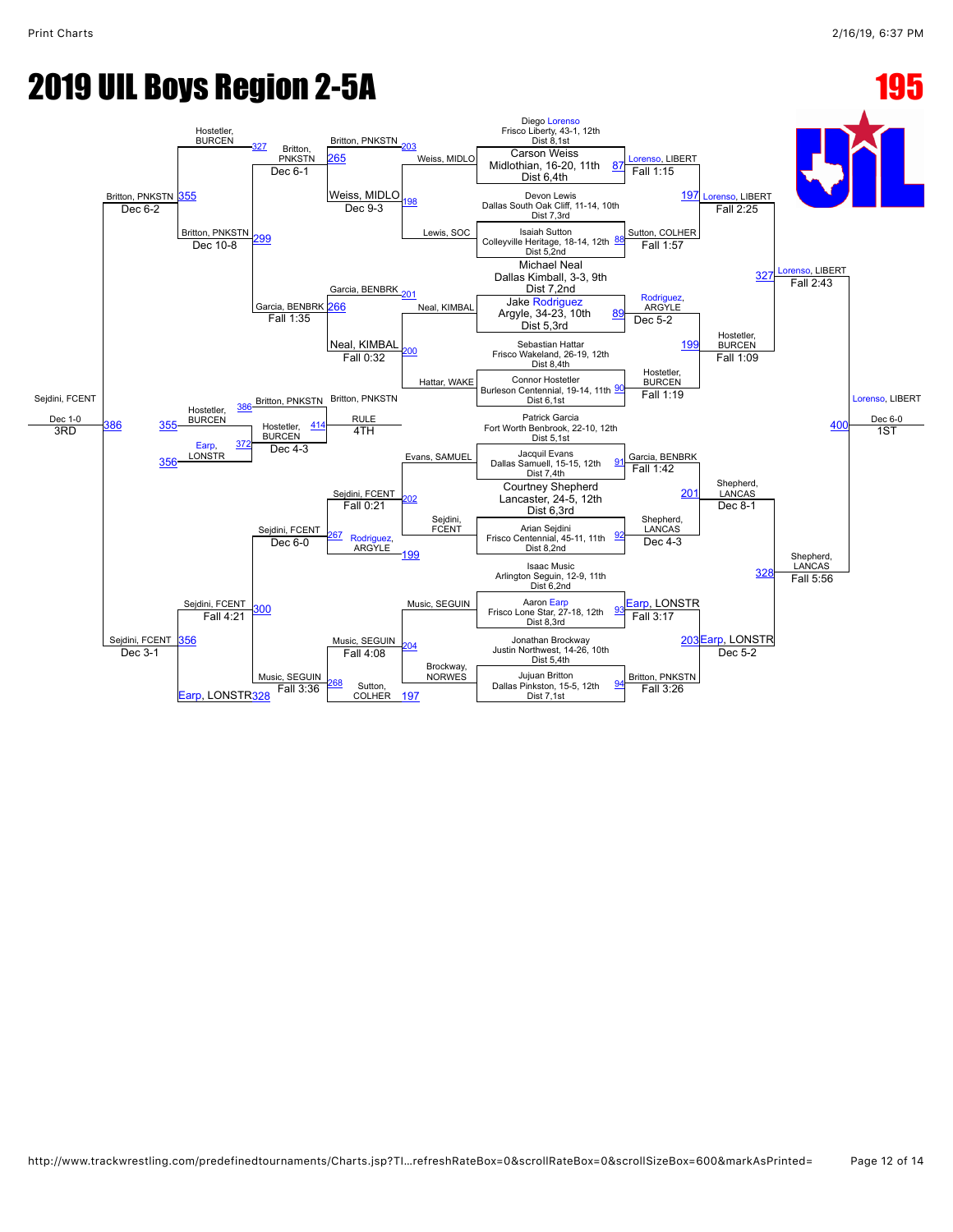# 2019 UIL Boys Region 2-5A

**195**

## Championship Bracket

### First Round (Seeds)

| Bout | Wrestler | School / Record |
| --- | --- | --- |
| 87 | Diego Lorenso | Frisco Liberty, 43-1, 12th, Dist 8,1st |
| 87 | Carson Weiss | Midlothian, 16-20, 11th, Dist 6,4th |
| 88 | Devon Lewis | Dallas South Oak Cliff, 11-14, 10th, Dist 7,3rd |
| 88 | Isaiah Sutton | Colleyville Heritage, 18-14, 12th, Dist 5,2nd |
| 89 | Michael Neal | Dallas Kimball, 3-3, 9th, Dist 7,2nd |
| 89 | Jake Rodriguez | Argyle, 34-23, 10th, Dist 5,3rd |
| 90 | Sebastian Hattar | Frisco Wakeland, 26-19, 12th, Dist 8,4th |
| 90 | Connor Hostetler | Burleson Centennial, 19-14, 11th, Dist 6,1st |
| 91 | Patrick Garcia | Fort Worth Benbrook, 22-10, 12th, Dist 5,1st |
| 91 | Jacquil Evans | Dallas Samuell, 15-15, 12th, Dist 7,4th |
| 92 | Courtney Shepherd | Lancaster, 24-5, 12th, Dist 6,3rd |
| 92 | Arian Sejdini | Frisco Centennial, 45-11, 11th, Dist 8,2nd |
| 93 | Isaac Music | Arlington Seguin, 12-9, 11th, Dist 6,2nd |
| 93 | Aaron Earp | Frisco Lone Star, 27-18, 12th, Dist 8,3rd |
| 94 | Jonathan Brockway | Justin Northwest, 14-26, 10th, Dist 5,4th |
| 94 | Jujuan Britton | Dallas Pinkston, 15-5, 12th, Dist 7,1st |

### Quarterfinals

| Bout | Winner | Result |
| --- | --- | --- |
| 87 | Lorenso, LIBERT | Fall 1:15 |
| 88 | Sutton, COLHER | Fall 1:57 |
| 89 | Rodriguez, ARGYLE | Dec 5-2 |
| 90 | Hostetler, BURCEN | Fall 1:19 |
| 91 | Garcia, BENBRK | Fall 1:42 |
| 92 | Shepherd, LANCAS | Dec 4-3 |
| 93 | Earp, LONSTR | Fall 3:17 |
| 94 | Britton, PNKSTN | Fall 3:26 |

### Semifinals

| Bout | Winner | Result |
| --- | --- | --- |
| 197 | Lorenso, LIBERT | Fall 2:25 |
| 199 | Hostetler, BURCEN | Fall 1:09 |
| 201 | Shepherd, LANCAS | Dec 8-1 |
| 203 | Earp, LONSTR | Dec 5-2 |

### Quarterfinals of Region

| Bout | Winner | Result |
| --- | --- | --- |
| 327 | Lorenso, LIBERT | Fall 2:43 |
| 328 | Shepherd, LANCAS | Fall 5:56 |

### Final (1st Place)

| Bout | Winner | Result |
| --- | --- | --- |
| 400 | Lorenso, LIBERT | Dec 6-0, 1ST |

## Consolation Bracket

### Consolation Round 1

| Bout | Wrestlers | Winner | Result |
| --- | --- | --- | --- |
| 198 | Weiss, MIDLO vs. Lewis, SOC | Weiss, MIDLO | Dec 9-3 |
| 200 | Neal, KIMBAL vs. Hattar, WAKE | Neal, KIMBAL | Fall 0:32 |
| 202 | Evans, SAMUEL vs. Sejdini, FCENT | Sejdini, FCENT | Fall 0:21 |
| 204 | Music, SEGUIN vs. Brockway, NORWES | Music, SEGUIN | Fall 4:08 |

### Consolation Round 2

| Bout | Wrestlers | Winner | Result |
| --- | --- | --- | --- |
| 265 | Britton, PNKSTN vs. Weiss, MIDLO | Britton, PNKSTN | Dec 6-1 |
| 266 | Garcia, BENBRK vs. Neal, KIMBAL | Garcia, BENBRK | Fall 1:35 |
| 267 | Sejdini, FCENT vs. Rodriguez, ARGYLE | Sejdini, FCENT | Dec 6-0 |
| 268 | Music, SEGUIN vs. Sutton, COLHER | Music, SEGUIN | Fall 3:36 |

### Consolation Round 3

| Bout | Wrestlers | Winner | Result |
| --- | --- | --- | --- |
| 299 | Britton, PNKSTN vs. Garcia, BENBRK | Britton, PNKSTN | Dec 10-8 |
| 300 | Sejdini, FCENT vs. Music, SEGUIN | Sejdini, FCENT | Fall 4:21 |

### Consolation Semifinals

| Bout | Wrestlers | Winner | Result |
| --- | --- | --- | --- |
| 355 | Hostetler, BURCEN vs. Britton, PNKSTN | Britton, PNKSTN | Dec 6-2 |
| 356 | Sejdini, FCENT vs. Earp, LONSTR | Sejdini, FCENT | Dec 3-1 |

### 3rd Place

| Bout | Wrestlers | Winner | Result |
| --- | --- | --- | --- |
| 386 | Britton, PNKSTN vs. Sejdini, FCENT | Sejdini, FCENT | Dec 1-0, 3RD |

### 4th Place Bracket

| Bout | Wrestlers | Winner | Result |
| --- | --- | --- | --- |
| 372 | Hostetler, BURCEN vs. Earp, LONSTR | Hostetler, BURCEN | Dec 4-3 |
| 414 | Britton, PNKSTN vs. Hostetler, BURCEN | Britton, PNKSTN | RULE, 4TH |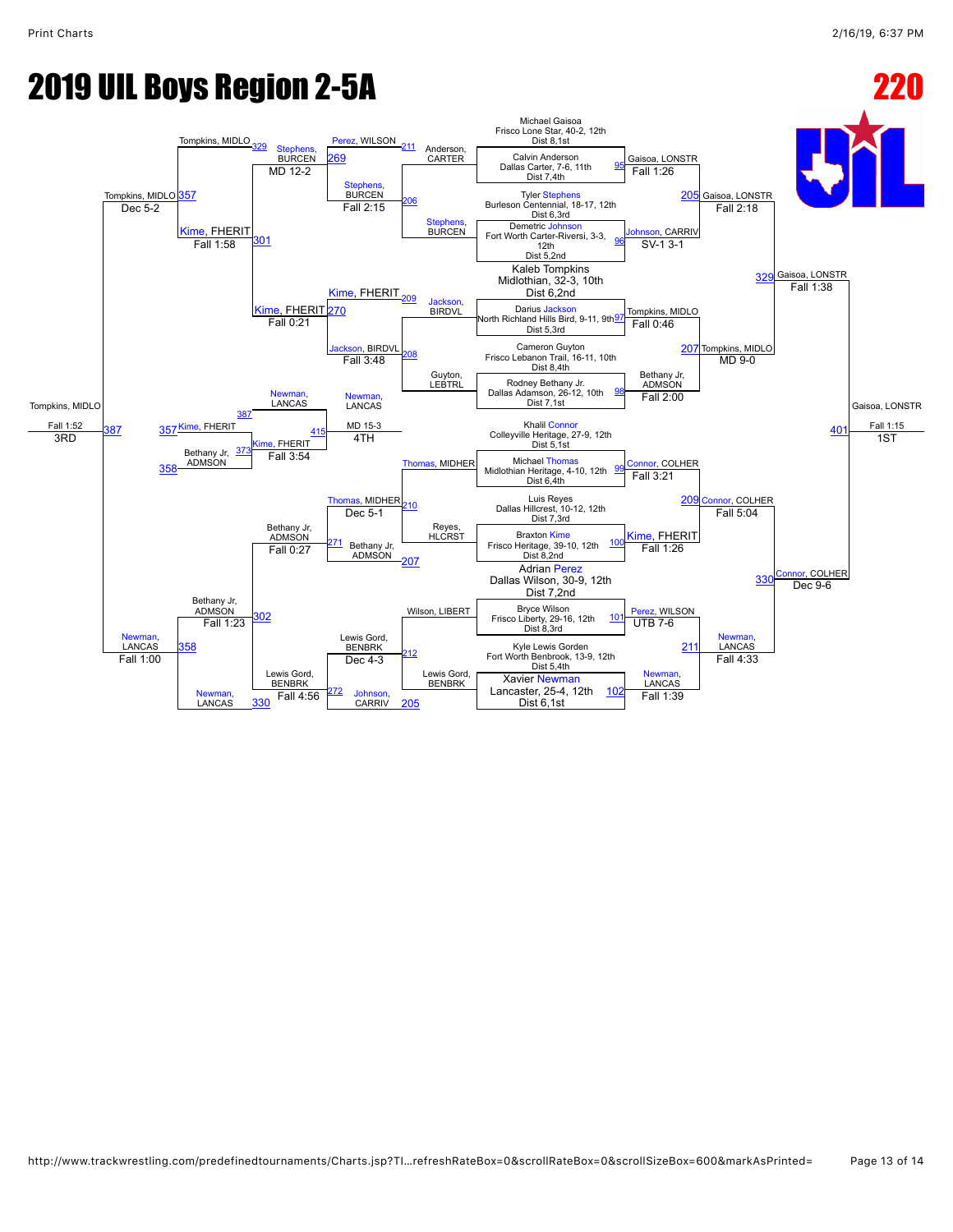# 2019 UIL Boys Region 2-5A

## 220

### Seeds

- Michael Gaisoa, Frisco Lone Star, 40-2, 12th, Dist 8,1st
- Calvin Anderson, Dallas Carter, 7-6, 11th, Dist 7,4th
- Tyler Stephens, Burleson Centennial, 18-17, 12th, Dist 6,3rd
- Demetric Johnson, Fort Worth Carter-Riversi, 3-3, 12th, Dist 5,2nd
- Kaleb Tompkins, Midlothian, 32-3, 10th, Dist 6,2nd
- Darius Jackson, North Richland Hills Bird, 9-11, 9th, Dist 5,3rd
- Cameron Guyton, Frisco Lebanon Trail, 16-11, 10th, Dist 8,4th
- Rodney Bethany Jr., Dallas Adamson, 26-12, 10th, Dist 7,1st
- Khalil Connor, Colleyville Heritage, 27-9, 12th, Dist 5,1st
- Michael Thomas, Midlothian Heritage, 4-10, 12th, Dist 6,4th
- Luis Reyes, Dallas Hillcrest, 10-12, 12th, Dist 7,3rd
- Braxton Kime, Frisco Heritage, 39-10, 12th, Dist 8,2nd
- Adrian Perez, Dallas Wilson, 30-9, 12th, Dist 7,2nd
- Bryce Wilson, Frisco Liberty, 29-16, 12th, Dist 8,3rd
- Kyle Lewis Gorden, Fort Worth Benbrook, 13-9, 12th, Dist 5,4th
- Xavier Newman, Lancaster, 25-4, 12th, Dist 6,1st

### Championship Bracket

| Bout | Winner | Result | Loser |
|---|---|---|---|
| 95 | Gaisoa, LONSTR | Fall 1:26 | Anderson, CARTER |
| 96 | Johnson, CARRIV | SV-1 3-1 | Stephens, BURCEN |
| 97 | Tompkins, MIDLO | Fall 0:46 | Jackson, BIRDVL |
| 98 | Bethany Jr, ADMSON | Fall 2:00 | Guyton, LEBTRL |
| 99 | Connor, COLHER | Fall 3:21 | Thomas, MIDHER |
| 100 | Kime, FHERIT | Fall 1:26 | Reyes, HLCRST |
| 101 | Perez, WILSON | UTB 7-6 | Wilson, LIBERT |
| 102 | Newman, LANCAS | Fall 1:39 | Lewis Gord, BENBRK |
| 205 | Gaisoa, LONSTR | Fall 2:18 | Johnson, CARRIV |
| 207 | Tompkins, MIDLO | MD 9-0 | Bethany Jr, ADMSON |
| 209 | Connor, COLHER | Fall 5:04 | Kime, FHERIT |
| 211 | Newman, LANCAS | Fall 4:33 | Perez, WILSON |
| 329 | Gaisoa, LONSTR | Fall 1:38 | Tompkins, MIDLO |
| 330 | Connor, COLHER | Dec 9-6 | Newman, LANCAS |
| 401 | Gaisoa, LONSTR (1ST) | Fall 1:15 | Connor, COLHER |

### Consolation Bracket

| Bout | Winner | Result | Loser |
|---|---|---|---|
| 206 | Stephens, BURCEN | Fall 2:15 | Anderson, CARTER |
| 208 | Jackson, BIRDVL | Fall 3:48 | Guyton, LEBTRL |
| 210 | Thomas, MIDHER | Dec 5-1 | Reyes, HLCRST |
| 212 | Lewis Gord, BENBRK | Dec 4-3 | Wilson, LIBERT |
| 269 | Stephens, BURCEN | MD 12-2 | Perez, WILSON |
| 270 | Kime, FHERIT | Fall 0:21 | Jackson, BIRDVL |
| 271 | Bethany Jr, ADMSON | Fall 0:27 | Thomas, MIDHER |
| 272 | Lewis Gord, BENBRK | Fall 4:56 | Johnson, CARRIV |
| 301 | Kime, FHERIT | Fall 1:58 | Stephens, BURCEN |
| 302 | Bethany Jr, ADMSON | Fall 1:23 | Lewis Gord, BENBRK |
| 357 | Tompkins, MIDLO | Dec 5-2 | Kime, FHERIT |
| 358 | Newman, LANCAS | Fall 1:00 | Bethany Jr, ADMSON |
| 373 | Kime, FHERIT | Fall 3:54 | Bethany Jr, ADMSON |
| 387 | Tompkins, MIDLO (3RD) | Fall 1:52 | Newman, LANCAS |
| 415 | Newman, LANCAS (4TH) | MD 15-3 | Kime, FHERIT |

### Placement

- 1ST: Gaisoa, LONSTR
- 3RD: Tompkins, MIDLO
- 4TH: Newman, LANCAS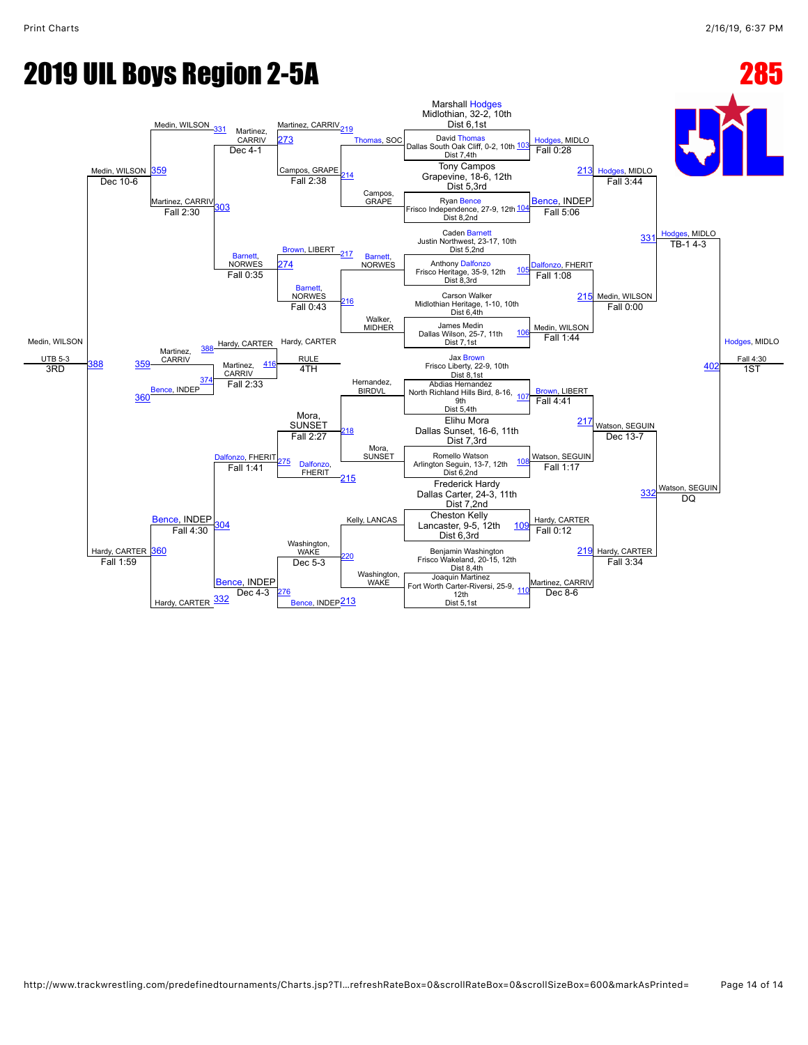# 2019 UIL Boys Region 2-5A

## 285

**Championship Bracket**

Marshall Hodges
Midlothian, 32-2, 10th
Dist 6,1st

David Thomas
Dallas South Oak Cliff, 0-2, 10th
Dist 7,4th

103 — Hodges, MIDLO — Fall 0:28

Tony Campos
Grapevine, 18-6, 12th
Dist 5,3rd

Ryan Bence
Frisco Independence, 27-9, 12th
Dist 8,2nd

104 — Bence, INDEP — Fall 5:06

213 — Hodges, MIDLO — Fall 3:44

Caden Barnett
Justin Northwest, 23-17, 10th
Dist 5,2nd

Anthony Dalfonzo
Frisco Heritage, 35-9, 12th
Dist 8,3rd

105 — Dalfonzo, FHERIT — Fall 1:08

Carson Walker
Midlothian Heritage, 1-10, 10th
Dist 6,4th

James Medin
Dallas Wilson, 25-7, 11th
Dist 7,1st

106 — Medin, WILSON — Fall 1:44

215 — Medin, WILSON — Fall 0:00

331 — Hodges, MIDLO — TB-1 4-3

Jax Brown
Frisco Liberty, 22-9, 10th
Dist 8,1st

Abdias Hernandez
North Richland Hills Bird, 8-16, 9th
Dist 5,4th

107 — Brown, LIBERT — Fall 4:41

Elihu Mora
Dallas Sunset, 16-6, 11th
Dist 7,3rd

Romello Watson
Arlington Seguin, 13-7, 12th
Dist 6,2nd

108 — Watson, SEGUIN — Fall 1:17

217 — Watson, SEGUIN — Dec 13-7

Frederick Hardy
Dallas Carter, 24-3, 11th
Dist 7,2nd

Cheston Kelly
Lancaster, 9-5, 12th
Dist 6,3rd

109 — Hardy, CARTER — Fall 0:12

Benjamin Washington
Frisco Wakeland, 20-15, 12th
Dist 8,4th

Joaquin Martinez
Fort Worth Carter-Riversi, 25-9, 12th
Dist 5,1st

110 — Martinez, CARRIV — Dec 8-6

219 — Hardy, CARTER — Fall 3:34

332 — Watson, SEGUIN — DQ

402 — Hodges, MIDLO — Fall 4:30 — 1ST

**Consolation Bracket**

Thomas, SOC / Campos, GRAPE — 214 — Campos, GRAPE — Fall 2:38

Barnett, NORWES / Walker, MIDHER — 216 — Barnett, NORWES — Fall 0:43

Hernandez, BIRDVL / Mora, SUNSET — 218 — Mora, SUNSET — Fall 2:27

Kelly, LANCAS / Washington, WAKE — 220 — Washington, WAKE — Dec 5-3

Martinez, CARRIV (219) / Campos, GRAPE (214) — 273 — Martinez, CARRIV — Dec 4-1

Brown, LIBERT (217) / Barnett, NORWES (216) — 274 — Barnett, NORWES — Fall 0:35

Mora, SUNSET (218) / Dalfonzo, FHERIT (215) — 275 — Dalfonzo, FHERIT — Fall 1:41

Washington, WAKE (220) / Bence, INDEP (213) — 276 — Bence, INDEP — Dec 4-3

Medin, WILSON (331) / Martinez, CARRIV — 359 — Medin, WILSON — Dec 10-6

Martinez, CARRIV / Barnett, NORWES — 303 — Martinez, CARRIV — Fall 2:30

Dalfonzo, FHERIT / Bence, INDEP — 304 — Bence, INDEP — Fall 4:30

Bence, INDEP / Hardy, CARTER (332) — 360 — Hardy, CARTER — Fall 1:59

Medin, WILSON (359) / Hardy, CARTER (360) — 388 — Medin, WILSON — UTB 5-3 — 3RD

Martinez, CARRIV (359) / Bence, INDEP (360) — 374 — Martinez, CARRIV

Hardy, CARTER (388) / Martinez, CARRIV (374) — 416 — Martinez, CARRIV — Fall 2:33

Hardy, CARTER — RULE — 4TH